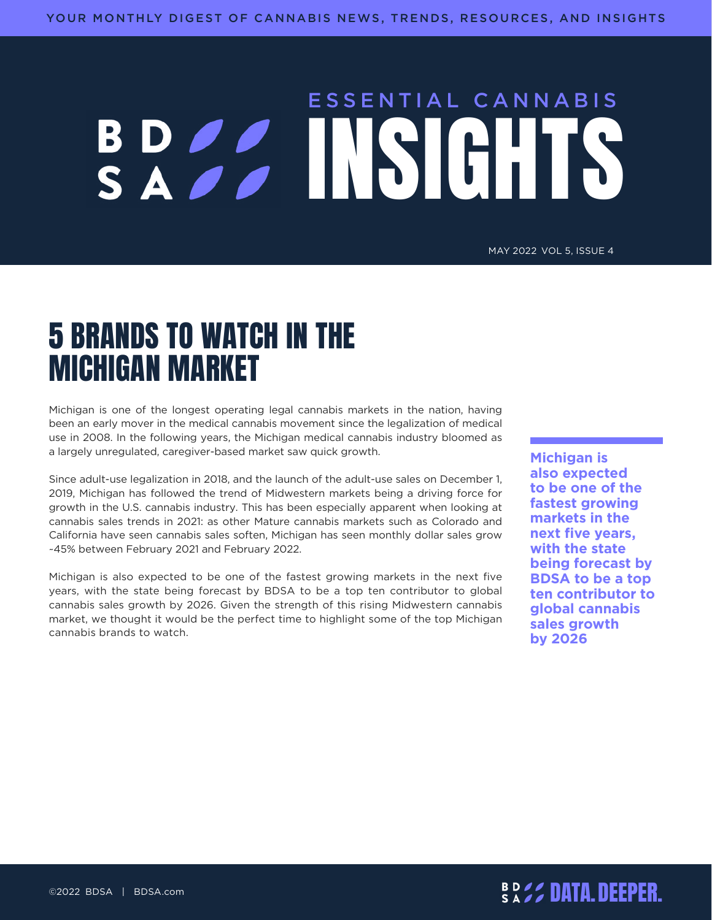YOUR MONTHLY DIGEST OF CANNABIS NEWS, TRENDS, RESOURCES, AND INSIGHTS

# ESSENTIAL CANNABIS INSIGHTS

MAY 2022 VOL 5, ISSUE 4

## 5 BRANDS TO WATCH IN THE MICHIGAN MARKET

Michigan is one of the longest operating legal cannabis markets in the nation, having been an early mover in the medical cannabis movement since the legalization of medical use in 2008. In the following years, the Michigan medical cannabis industry bloomed as a largely unregulated, caregiver-based market saw quick growth.

Since adult-use legalization in 2018, and the launch of the adult-use sales on December 1, 2019, Michigan has followed the trend of Midwestern markets being a driving force for growth in the U.S. cannabis industry. This has been especially apparent when looking at cannabis sales trends in 2021: as other Mature cannabis markets such as Colorado and California have seen cannabis sales soften, Michigan has seen monthly dollar sales grow ~45% between February 2021 and February 2022.

Michigan is also expected to be one of the fastest growing markets in the next five years, with the state being forecast by BDSA to be a top ten contributor to global cannabis sales growth by 2026. Given the strength of this rising Midwestern cannabis market, we thought it would be the perfect time to highlight some of the top Michigan cannabis brands to watch.

**Michigan is also expected to be one of the fastest growing markets in the next five years, with the state being forecast by BDSA to be a top ten contributor to global cannabis sales growth by 2026**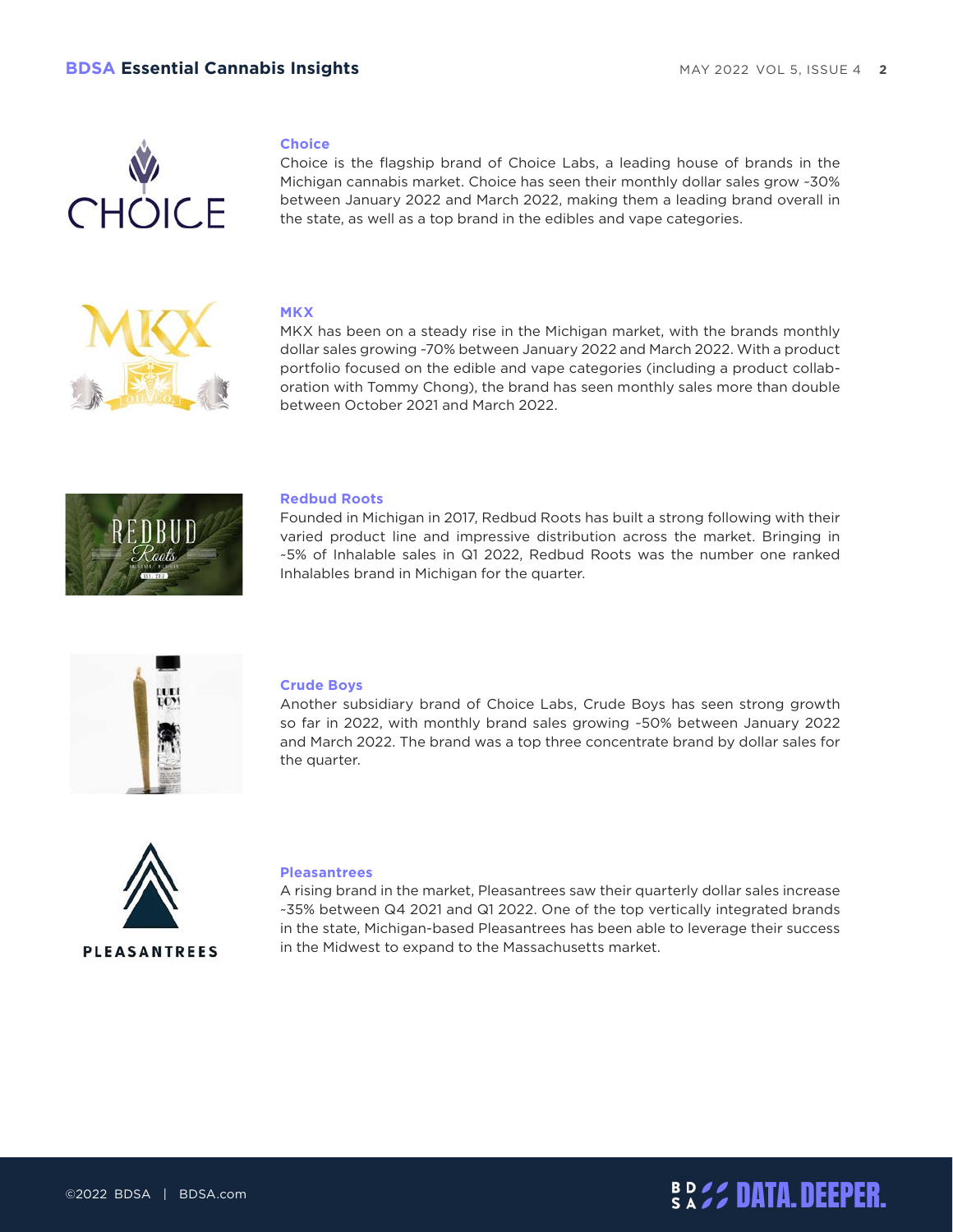### Choice

Choice is the flagship brand of Choice Labs, a leading house of brands in the Michigan cannabis market. Choice has seen their monthly dollar sales grow ~30% between January 2022 and March 2022, making them a leading brand overall in the state, as well as a top brand in the edibles and vape categories.

### MKX

MKX has been on a steady rise in the Michigan market, with the brands monthly dollar sales growing ~70% between January 2022 and March 2022. With a product portfolio focused on the edible and vape categories (including a product collaboration with Tommy Chong), the brand has seen monthly sales more than double between October 2021 and March 2022.

### Redbud Roots

Founded in Michigan in 2017, Redbud Roots has built a strong following with their varied product line and impressive distribution across the market. Bringing in ~5% of Inhalable sales in Q1 2022, Redbud Roots was the number one ranked Inhalables brand in Michigan for the quarter.

### Crude Boys

Another subsidiary brand of Choice Labs, Crude Boys has seen strong growth so far in 2022, with monthly brand sales growing ~50% between January 2022 and March 2022. The brand was a top three concentrate brand by dollar sales for the quarter.

### Pleasantrees

A rising brand in the market, Pleasantrees saw their quarterly dollar sales increase ~35% between Q4 2021 and Q1 2022. One of the top vertically integrated brands in the state, Michigan-based Pleasantrees has been able to leverage their success in the Midwest to expand to the Massachusetts market.